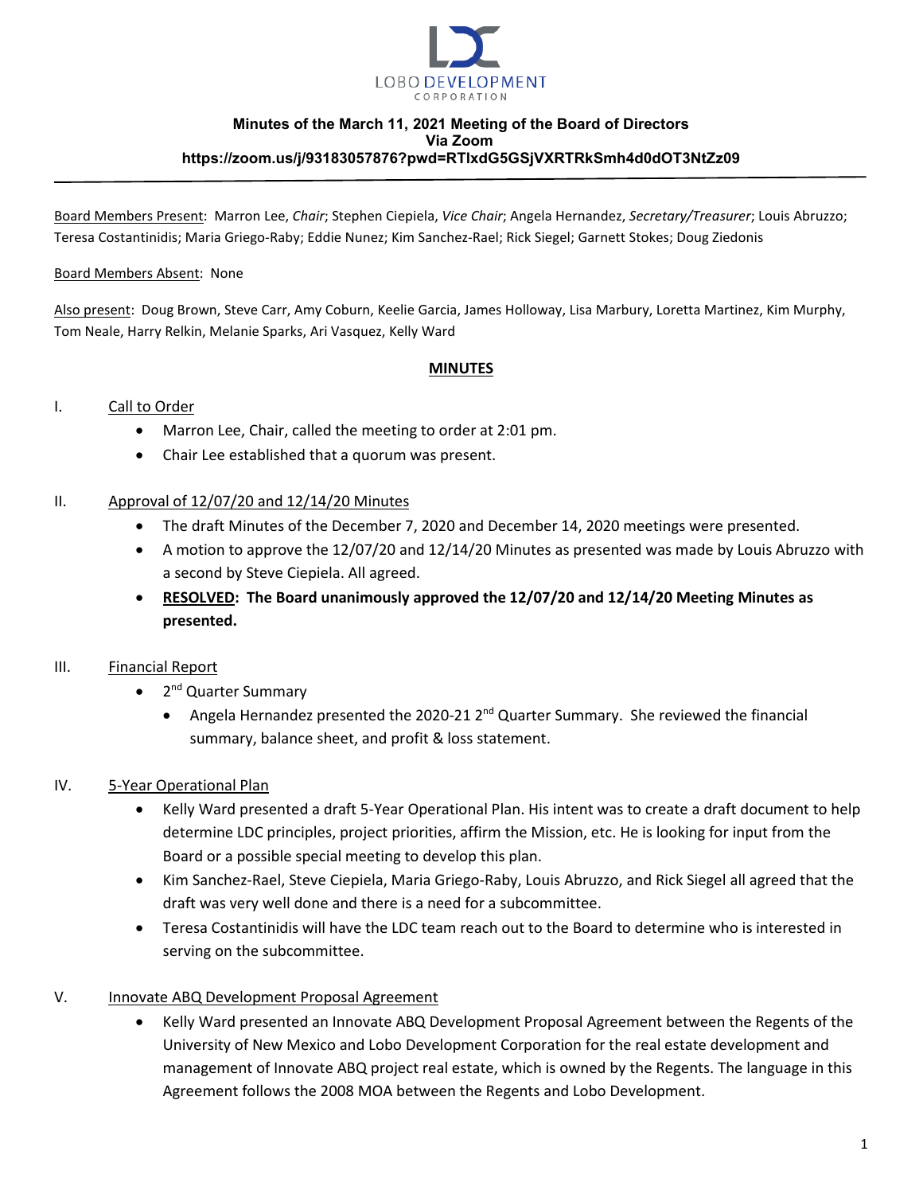LOBO DEVELOPMENT CORPORATION

**Minutes of the March 11, 2021 Meeting of the Board of Directors**
**Via Zoom**
**https://zoom.us/j/93183057876?pwd=RTlxdG5GSjVXRTRkSmh4d0dOT3NtZz09**

---

Board Members Present: Marron Lee, *Chair*; Stephen Ciepiela, *Vice Chair*; Angela Hernandez, *Secretary/Treasurer*; Louis Abruzzo; Teresa Costantinidis; Maria Griego-Raby; Eddie Nunez; Kim Sanchez-Rael; Rick Siegel; Garnett Stokes; Doug Ziedonis

Board Members Absent: None

Also present: Doug Brown, Steve Carr, Amy Coburn, Keelie Garcia, James Holloway, Lisa Marbury, Loretta Martinez, Kim Murphy, Tom Neale, Harry Relkin, Melanie Sparks, Ari Vasquez, Kelly Ward

**MINUTES**

I. Call to Order
- Marron Lee, Chair, called the meeting to order at 2:01 pm.
- Chair Lee established that a quorum was present.

II. Approval of 12/07/20 and 12/14/20 Minutes
- The draft Minutes of the December 7, 2020 and December 14, 2020 meetings were presented.
- A motion to approve the 12/07/20 and 12/14/20 Minutes as presented was made by Louis Abruzzo with a second by Steve Ciepiela. All agreed.
- **RESOLVED: The Board unanimously approved the 12/07/20 and 12/14/20 Meeting Minutes as presented.**

III. Financial Report
- 2nd Quarter Summary
  - Angela Hernandez presented the 2020-21 2nd Quarter Summary. She reviewed the financial summary, balance sheet, and profit & loss statement.

IV. 5-Year Operational Plan
- Kelly Ward presented a draft 5-Year Operational Plan. His intent was to create a draft document to help determine LDC principles, project priorities, affirm the Mission, etc. He is looking for input from the Board or a possible special meeting to develop this plan.
- Kim Sanchez-Rael, Steve Ciepiela, Maria Griego-Raby, Louis Abruzzo, and Rick Siegel all agreed that the draft was very well done and there is a need for a subcommittee.
- Teresa Costantinidis will have the LDC team reach out to the Board to determine who is interested in serving on the subcommittee.

V. Innovate ABQ Development Proposal Agreement
- Kelly Ward presented an Innovate ABQ Development Proposal Agreement between the Regents of the University of New Mexico and Lobo Development Corporation for the real estate development and management of Innovate ABQ project real estate, which is owned by the Regents. The language in this Agreement follows the 2008 MOA between the Regents and Lobo Development.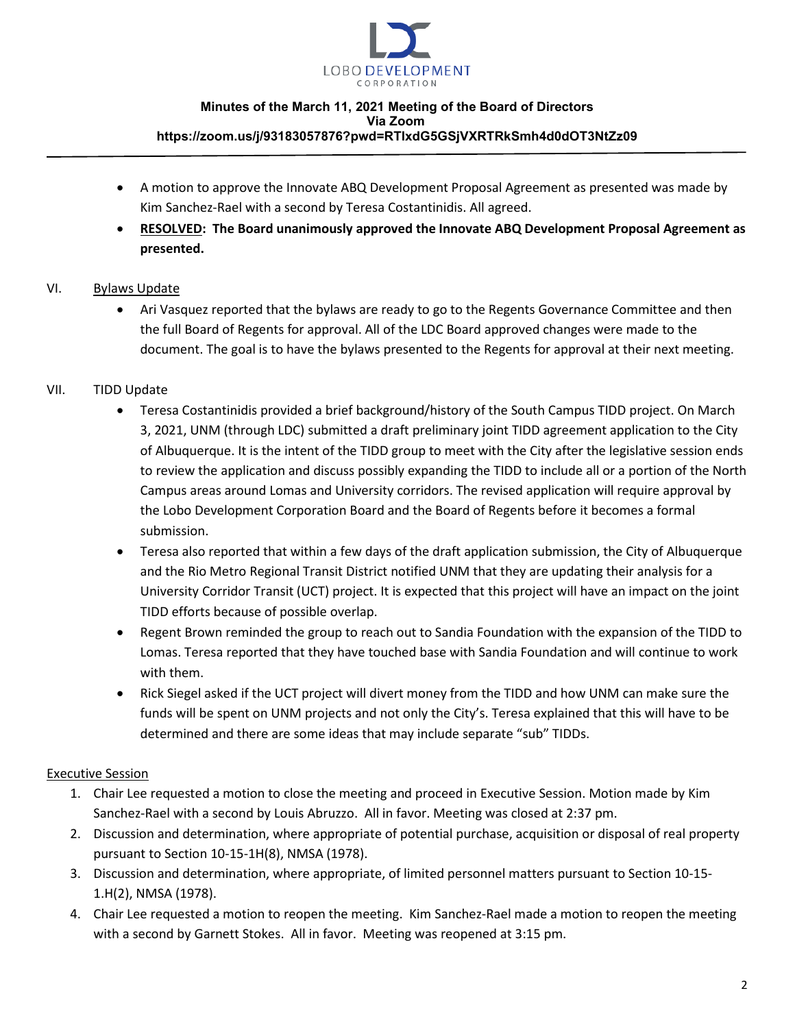Minutes of the March 11, 2021 Meeting of the Board of Directors
Via Zoom
https://zoom.us/j/93183057876?pwd=RTlxdG5GSjVXRTRkSmh4d0dOT3NtZz09

- A motion to approve the Innovate ABQ Development Proposal Agreement as presented was made by Kim Sanchez-Rael with a second by Teresa Costantinidis. All agreed.
- **<u>RESOLVED</u>: The Board unanimously approved the Innovate ABQ Development Proposal Agreement as presented.**

VI. <u>Bylaws Update</u>

- Ari Vasquez reported that the bylaws are ready to go to the Regents Governance Committee and then the full Board of Regents for approval. All of the LDC Board approved changes were made to the document. The goal is to have the bylaws presented to the Regents for approval at their next meeting.

VII. TIDD Update

- Teresa Costantinidis provided a brief background/history of the South Campus TIDD project. On March 3, 2021, UNM (through LDC) submitted a draft preliminary joint TIDD agreement application to the City of Albuquerque. It is the intent of the TIDD group to meet with the City after the legislative session ends to review the application and discuss possibly expanding the TIDD to include all or a portion of the North Campus areas around Lomas and University corridors. The revised application will require approval by the Lobo Development Corporation Board and the Board of Regents before it becomes a formal submission.
- Teresa also reported that within a few days of the draft application submission, the City of Albuquerque and the Rio Metro Regional Transit District notified UNM that they are updating their analysis for a University Corridor Transit (UCT) project. It is expected that this project will have an impact on the joint TIDD efforts because of possible overlap.
- Regent Brown reminded the group to reach out to Sandia Foundation with the expansion of the TIDD to Lomas. Teresa reported that they have touched base with Sandia Foundation and will continue to work with them.
- Rick Siegel asked if the UCT project will divert money from the TIDD and how UNM can make sure the funds will be spent on UNM projects and not only the City's. Teresa explained that this will have to be determined and there are some ideas that may include separate "sub" TIDDs.

<u>Executive Session</u>

1. Chair Lee requested a motion to close the meeting and proceed in Executive Session. Motion made by Kim Sanchez-Rael with a second by Louis Abruzzo. All in favor. Meeting was closed at 2:37 pm.
2. Discussion and determination, where appropriate of potential purchase, acquisition or disposal of real property pursuant to Section 10-15-1H(8), NMSA (1978).
3. Discussion and determination, where appropriate, of limited personnel matters pursuant to Section 10-15-1.H(2), NMSA (1978).
4. Chair Lee requested a motion to reopen the meeting. Kim Sanchez-Rael made a motion to reopen the meeting with a second by Garnett Stokes. All in favor. Meeting was reopened at 3:15 pm.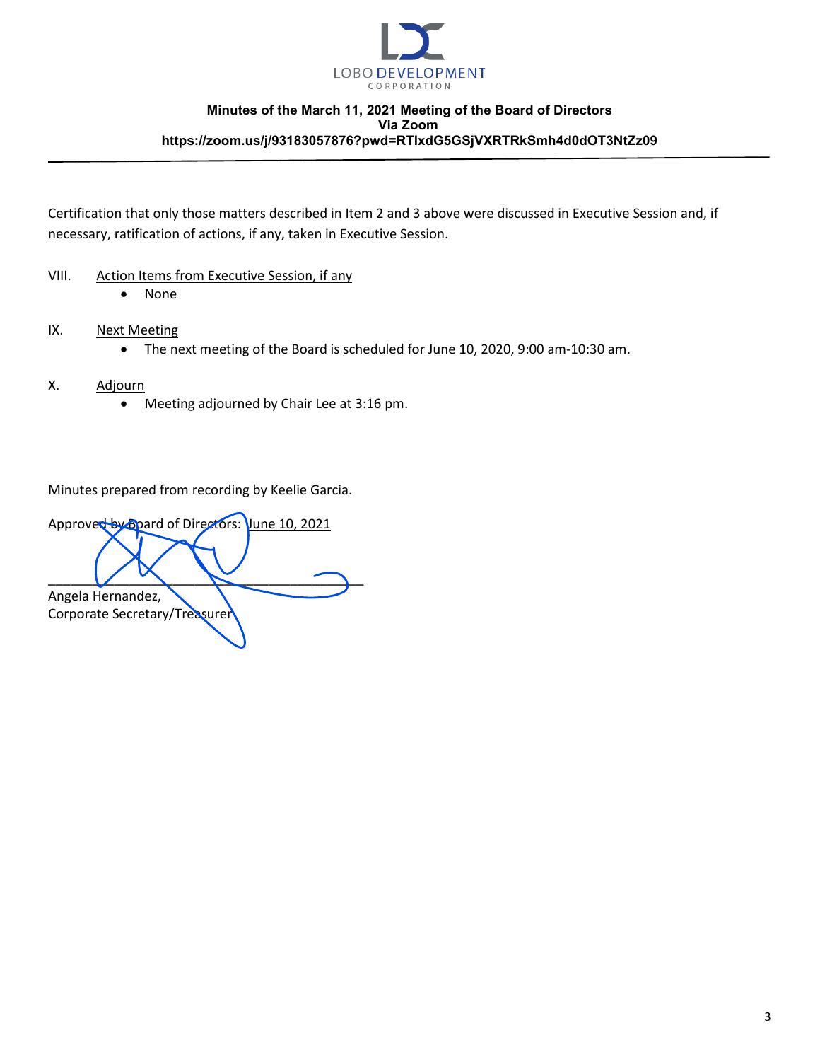**Minutes of the March 11, 2021 Meeting of the Board of Directors**
**Via Zoom**
**https://zoom.us/j/93183057876?pwd=RTlxdG5GSjVXRTRkSmh4d0dOT3NtZz09**

---

Certification that only those matters described in Item 2 and 3 above were discussed in Executive Session and, if necessary, ratification of actions, if any, taken in Executive Session.

VIII. Action Items from Executive Session, if any

- None

IX. Next Meeting

- The next meeting of the Board is scheduled for June 10, 2020, 9:00 am-10:30 am.

X. Adjourn

- Meeting adjourned by Chair Lee at 3:16 pm.

Minutes prepared from recording by Keelie Garcia.

Approved by Board of Directors: June 10, 2021

\_\_\_\_\_\_\_\_\_\_\_\_\_\_\_\_\_\_\_\_\_\_\_\_\_\_\_\_\_\_\_\_\_\_\_\_\_\_\_\_

Angela Hernandez,
Corporate Secretary/Treasurer